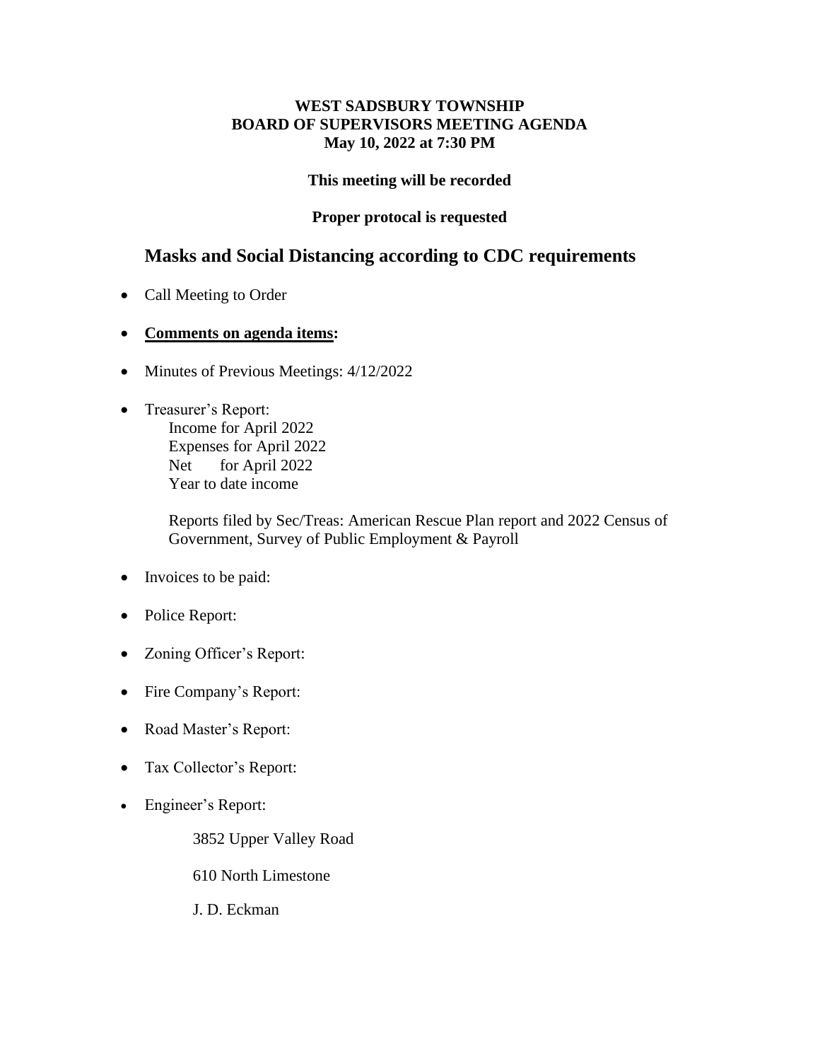**WEST SADSBURY TOWNSHIP**
**BOARD OF SUPERVISORS MEETING AGENDA**
**May 10, 2022 at 7:30 PM**

**This meeting will be recorded**

**Proper protocal is requested**

## Masks and Social Distancing according to CDC requirements

- Call Meeting to Order
- **Comments on agenda items:**
- Minutes of Previous Meetings: 4/12/2022
- Treasurer's Report:
  Income for April 2022
  Expenses for April 2022
  Net for April 2022
  Year to date income

  Reports filed by Sec/Treas: American Rescue Plan report and 2022 Census of Government, Survey of Public Employment & Payroll

- Invoices to be paid:
- Police Report:
- Zoning Officer's Report:
- Fire Company's Report:
- Road Master's Report:
- Tax Collector's Report:
- Engineer's Report:

  3852 Upper Valley Road

  610 North Limestone

  J. D. Eckman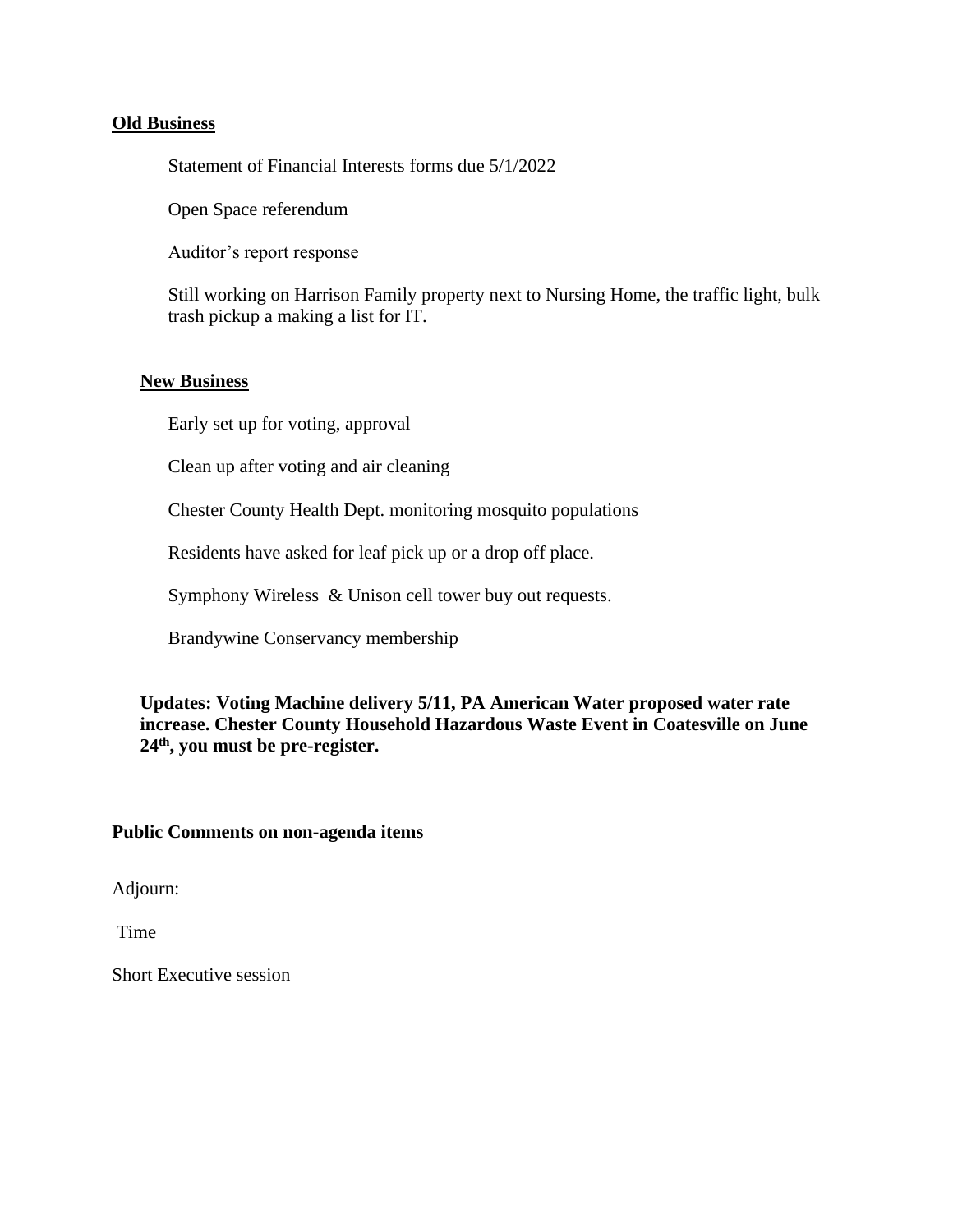**<u>Old Business</u>**

Statement of Financial Interests forms due 5/1/2022

Open Space referendum

Auditor's report response

Still working on Harrison Family property next to Nursing Home, the traffic light, bulk trash pickup a making a list for IT.

**<u>New Business</u>**

Early set up for voting, approval

Clean up after voting and air cleaning

Chester County Health Dept. monitoring mosquito populations

Residents have asked for leaf pick up or a drop off place.

Symphony Wireless & Unison cell tower buy out requests.

Brandywine Conservancy membership

**Updates: Voting Machine delivery 5/11, PA American Water proposed water rate increase. Chester County Household Hazardous Waste Event in Coatesville on June 24th, you must be pre-register.**

**Public Comments on non-agenda items**

Adjourn:

Time

Short Executive session